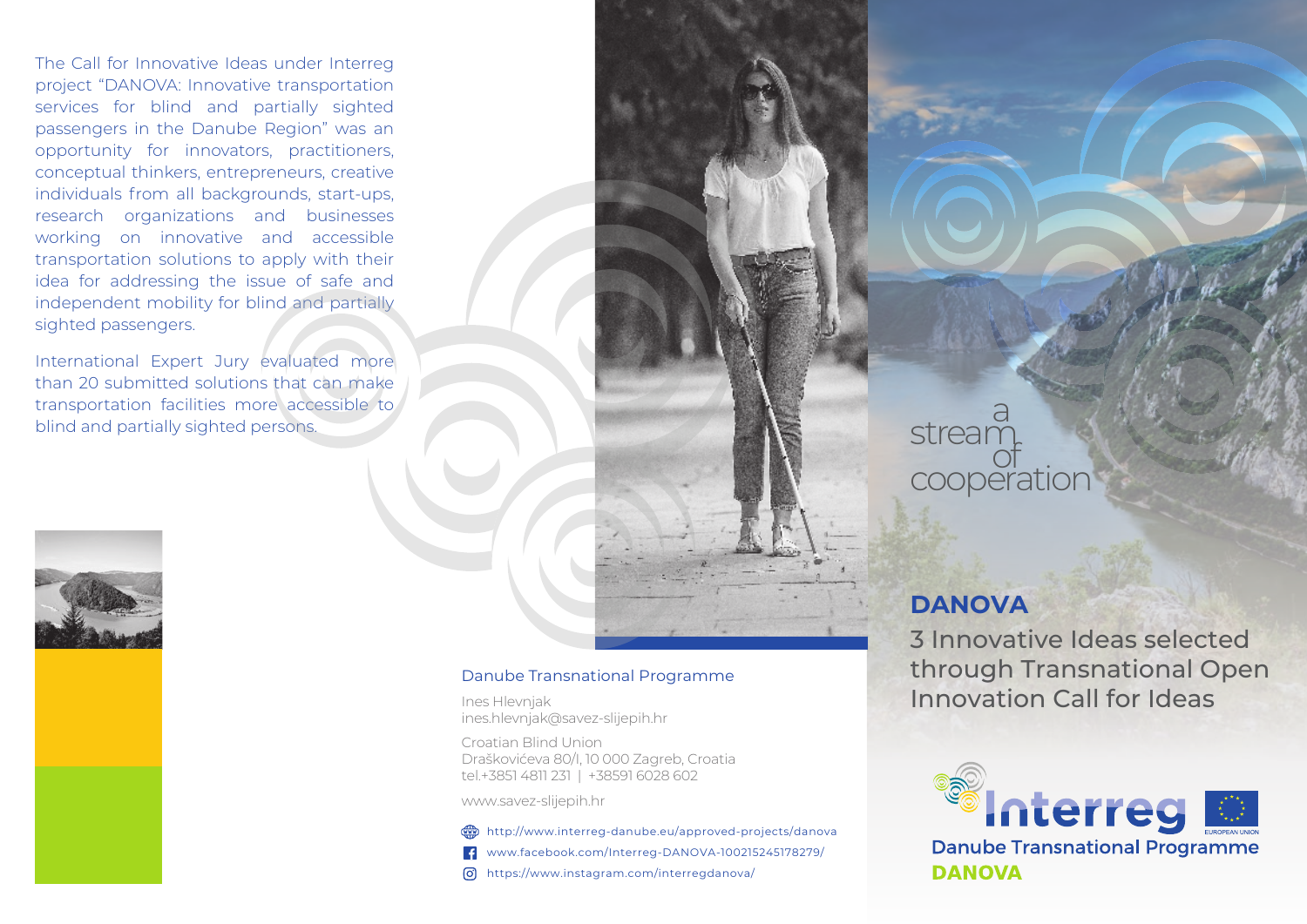The Call for Innovative Ideas under Interreg project "DANOVA: Innovative transportation services for blind and partially sighted passengers in the Danube Region" was an opportunity for innovators, practitioners, conceptual thinkers, entrepreneurs, creative individuals from all backgrounds, start-ups, research organizations and businesses working on innovative and accessible transportation solutions to apply with their idea for addressing the issue of safe and independent mobility for blind and partially sighted passengers.

International Expert Jury evaluated more than 20 submitted solutions that can make transportation facilities more accessible to blind and partially sighted persons.

Danube Transnational Programme

Ines Hlevnjak
ines.hlevnjak@savez-slijepih.hr

Croatian Blind Union
Draškovićeva 80/I, 10 000 Zagreb, Croatia
tel.+3851 4811 231 | +38591 6028 602

www.savez-slijepih.hr

http://www.interreg-danube.eu/approved-projects/danova
www.facebook.com/Interreg-DANOVA-100215245178279/
https://www.instagram.com/interregdanova/

a stream of cooperation

# DANOVA

## 3 Innovative Ideas selected through Transnational Open Innovation Call for Ideas

Interreg
EUROPEAN UNION
Danube Transnational Programme
DANOVA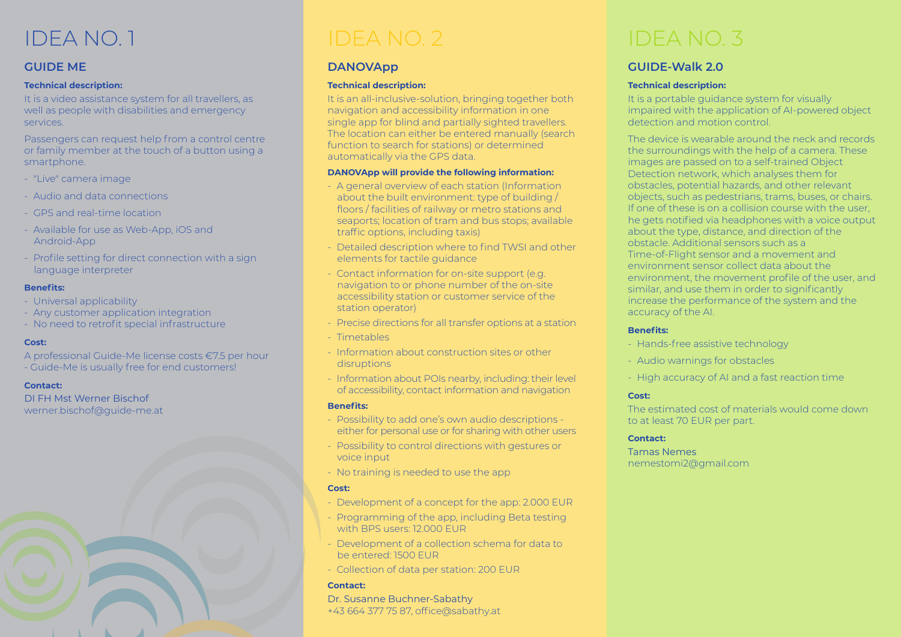# IDEA NO. 1

## GUIDE ME

**Technical description:**

It is a video assistance system for all travellers, as well as people with disabilities and emergency services.

Passengers can request help from a control centre or family member at the touch of a button using a smartphone.

- "Live" camera image
- Audio and data connections
- GPS and real-time location
- Available for use as Web-App, iOS and Android-App
- Profile setting for direct connection with a sign language interpreter

**Benefits:**

- Universal applicability
- Any customer application integration
- No need to retrofit special infrastructure

**Cost:**

A professional Guide-Me license costs €7.5 per hour - Guide-Me is usually free for end customers!

**Contact:**

DI FH Mst Werner Bischof
werner.bischof@guide-me.at

# IDEA NO. 2

## DANOVApp

**Technical description:**

It is an all-inclusive-solution, bringing together both navigation and accessibility information in one single app for blind and partially sighted travellers. The location can either be entered manually (search function to search for stations) or determined automatically via the GPS data.

**DANOVApp will provide the following information:**

- A general overview of each station (Information about the built environment: type of building / floors / facilities of railway or metro stations and seaports; location of tram and bus stops; available traffic options, including taxis)
- Detailed description where to find TWSI and other elements for tactile guidance
- Contact information for on-site support (e.g. navigation to or phone number of the on-site accessibility station or customer service of the station operator)
- Precise directions for all transfer options at a station
- Timetables
- Information about construction sites or other disruptions
- Information about POIs nearby, including: their level of accessibility, contact information and navigation

**Benefits:**

- Possibility to add one's own audio descriptions - either for personal use or for sharing with other users
- Possibility to control directions with gestures or voice input
- No training is needed to use the app

**Cost:**

- Development of a concept for the app: 2.000 EUR
- Programming of the app, including Beta testing with BPS users: 12.000 EUR
- Development of a collection schema for data to be entered: 1500 EUR
- Collection of data per station: 200 EUR

**Contact:**

Dr. Susanne Buchner-Sabathy
+43 664 377 75 87, office@sabathy.at

# IDEA NO. 3

## GUIDE-Walk 2.0

**Technical description:**

It is a portable guidance system for visually impaired with the application of AI-powered object detection and motion control.

The device is wearable around the neck and records the surroundings with the help of a camera. These images are passed on to a self-trained Object Detection network, which analyses them for obstacles, potential hazards, and other relevant objects, such as pedestrians, trams, buses, or chairs. If one of these is on a collision course with the user, he gets notified via headphones with a voice output about the type, distance, and direction of the obstacle. Additional sensors such as a Time-of-Flight sensor and a movement and environment sensor collect data about the environment, the movement profile of the user, and similar, and use them in order to significantly increase the performance of the system and the accuracy of the AI.

**Benefits:**

- Hands-free assistive technology
- Audio warnings for obstacles
- High accuracy of AI and a fast reaction time

**Cost:**

The estimated cost of materials would come down to at least 70 EUR per part.

**Contact:**

Tamas Nemes
nemestomi2@gmail.com